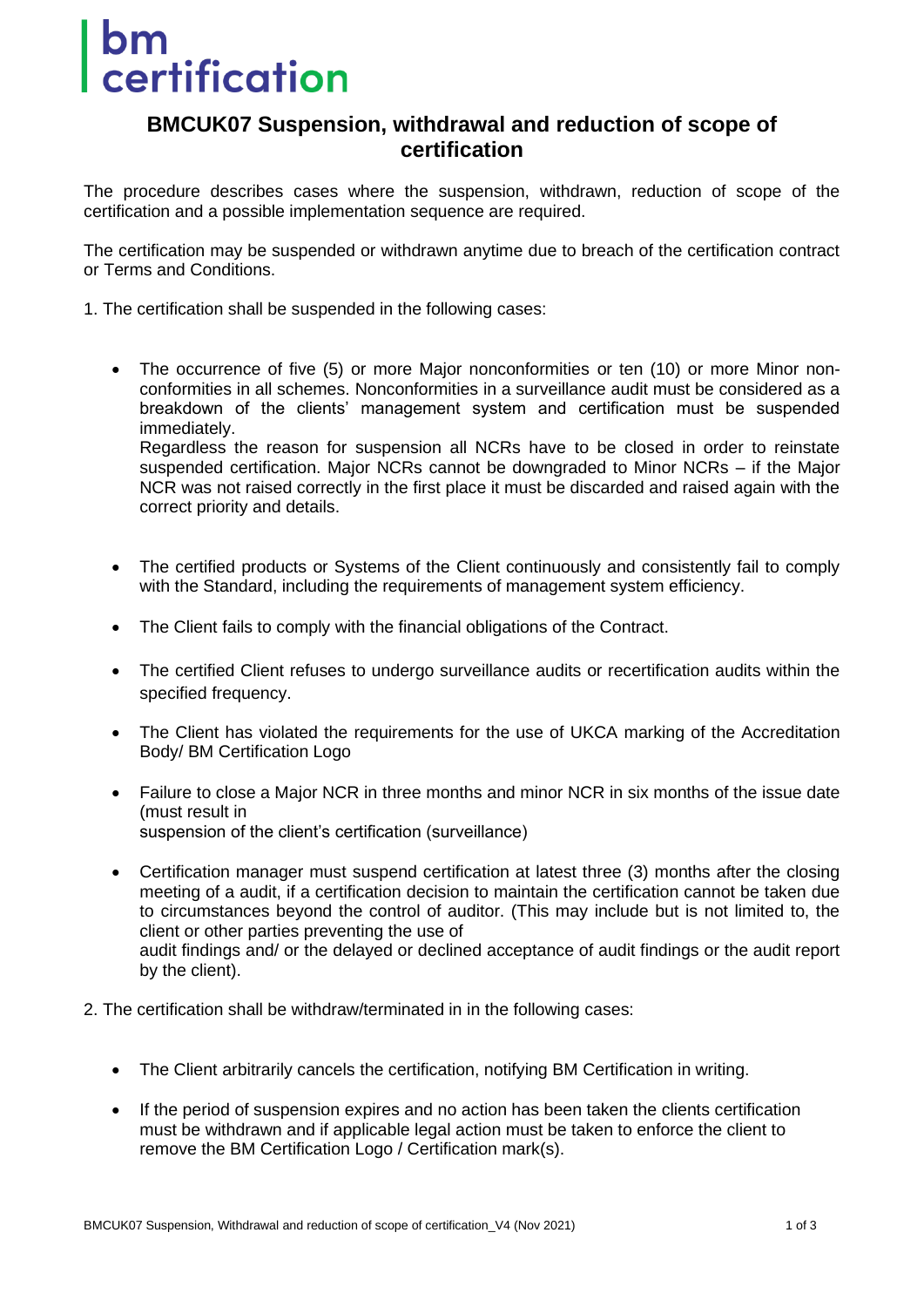bm certification

## BMCUK07 Suspension, withdrawal and reduction of scope of certification

The procedure describes cases where the suspension, withdrawn, reduction of scope of the certification and a possible implementation sequence are required.

The certification may be suspended or withdrawn anytime due to breach of the certification contract or Terms and Conditions.

1. The certification shall be suspended in the following cases:

- The occurrence of five (5) or more Major nonconformities or ten (10) or more Minor non-conformities in all schemes. Nonconformities in a surveillance audit must be considered as a breakdown of the clients' management system and certification must be suspended immediately.
  Regardless the reason for suspension all NCRs have to be closed in order to reinstate suspended certification. Major NCRs cannot be downgraded to Minor NCRs – if the Major NCR was not raised correctly in the first place it must be discarded and raised again with the correct priority and details.

- The certified products or Systems of the Client continuously and consistently fail to comply with the Standard, including the requirements of management system efficiency.

- The Client fails to comply with the financial obligations of the Contract.

- The certified Client refuses to undergo surveillance audits or recertification audits within the specified frequency.

- The Client has violated the requirements for the use of UKCA marking of the Accreditation Body/ BM Certification Logo

- Failure to close a Major NCR in three months and minor NCR in six months of the issue date (must result in suspension of the client's certification (surveillance)

- Certification manager must suspend certification at latest three (3) months after the closing meeting of a audit, if a certification decision to maintain the certification cannot be taken due to circumstances beyond the control of auditor. (This may include but is not limited to, the client or other parties preventing the use of audit findings and/ or the delayed or declined acceptance of audit findings or the audit report by the client).

2. The certification shall be withdraw/terminated in in the following cases:

- The Client arbitrarily cancels the certification, notifying BM Certification in writing.

- If the period of suspension expires and no action has been taken the clients certification must be withdrawn and if applicable legal action must be taken to enforce the client to remove the BM Certification Logo / Certification mark(s).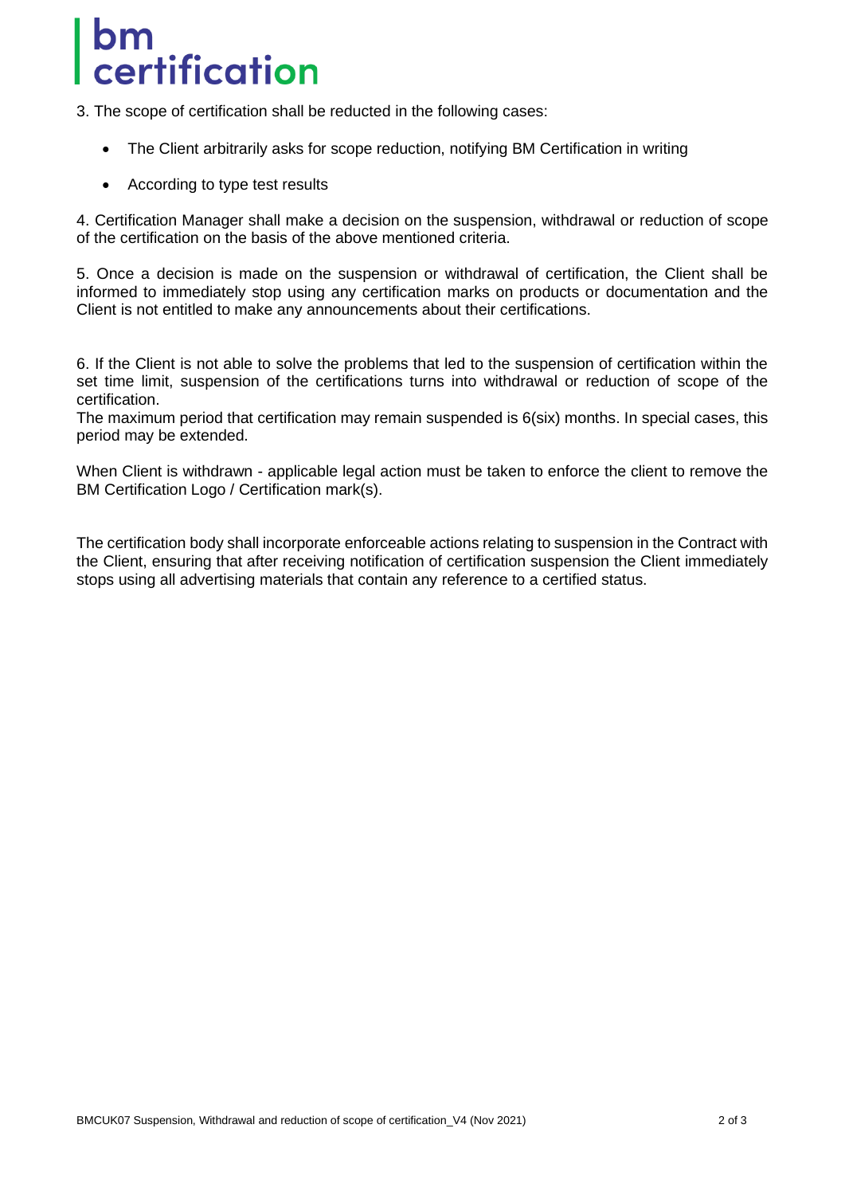3. The scope of certification shall be reducted in the following cases:

- The Client arbitrarily asks for scope reduction, notifying BM Certification in writing
- According to type test results

4. Certification Manager shall make a decision on the suspension, withdrawal or reduction of scope of the certification on the basis of the above mentioned criteria.

5. Once a decision is made on the suspension or withdrawal of certification, the Client shall be informed to immediately stop using any certification marks on products or documentation and the Client is not entitled to make any announcements about their certifications.

6. If the Client is not able to solve the problems that led to the suspension of certification within the set time limit, suspension of the certifications turns into withdrawal or reduction of scope of the certification.
The maximum period that certification may remain suspended is 6(six) months. In special cases, this period may be extended.

When Client is withdrawn - applicable legal action must be taken to enforce the client to remove the BM Certification Logo / Certification mark(s).

The certification body shall incorporate enforceable actions relating to suspension in the Contract with the Client, ensuring that after receiving notification of certification suspension the Client immediately stops using all advertising materials that contain any reference to a certified status.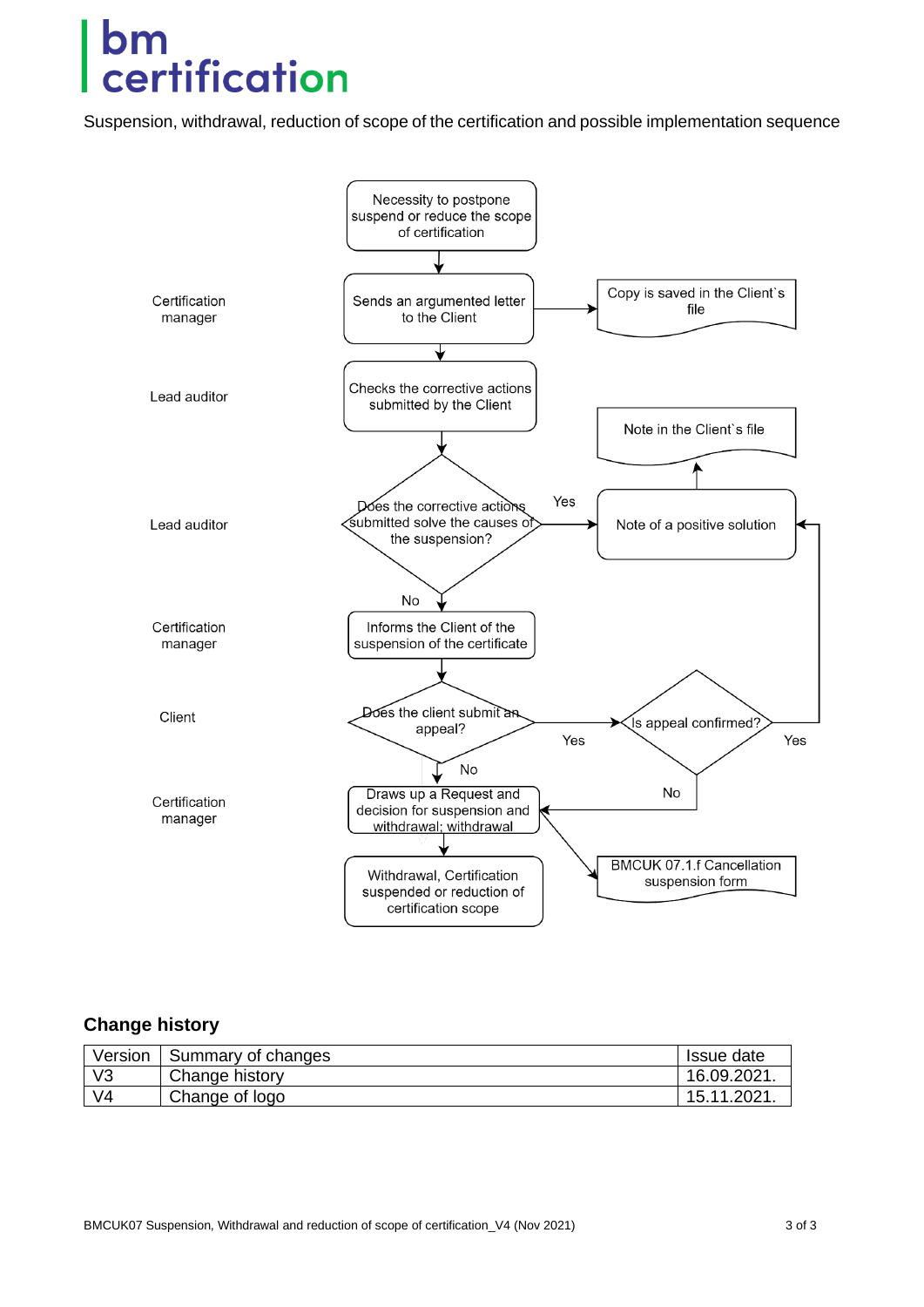bm certification

Suspension, withdrawal, reduction of scope of the certification and possible implementation sequence

Necessity to postpone suspend or reduce the scope of certification

Certification manager

Sends an argumented letter to the Client

Copy is saved in the Client`s file

Lead auditor

Checks the corrective actions submitted by the Client

Note in the Client`s file

Lead auditor

Does the corrective actions submitted solve the causes of the suspension?

Yes

Note of a positive solution

No

Certification manager

Informs the Client of the suspension of the certificate

Client

Does the client submit an appeal?

Yes

Is appeal confirmed?

Yes

No

No

Certification manager

Draws up a Request and decision for suspension and withdrawal; withdrawal

BMCUK 07.1.f Cancellation suspension form

Withdrawal, Certification suspended or reduction of certification scope

## Change history

| Version | Summary of changes | Issue date |
|---|---|---|
| V3 | Change history | 16.09.2021. |
| V4 | Change of logo | 15.11.2021. |

BMCUK07 Suspension, Withdrawal and reduction of scope of certification_V4 (Nov 2021)